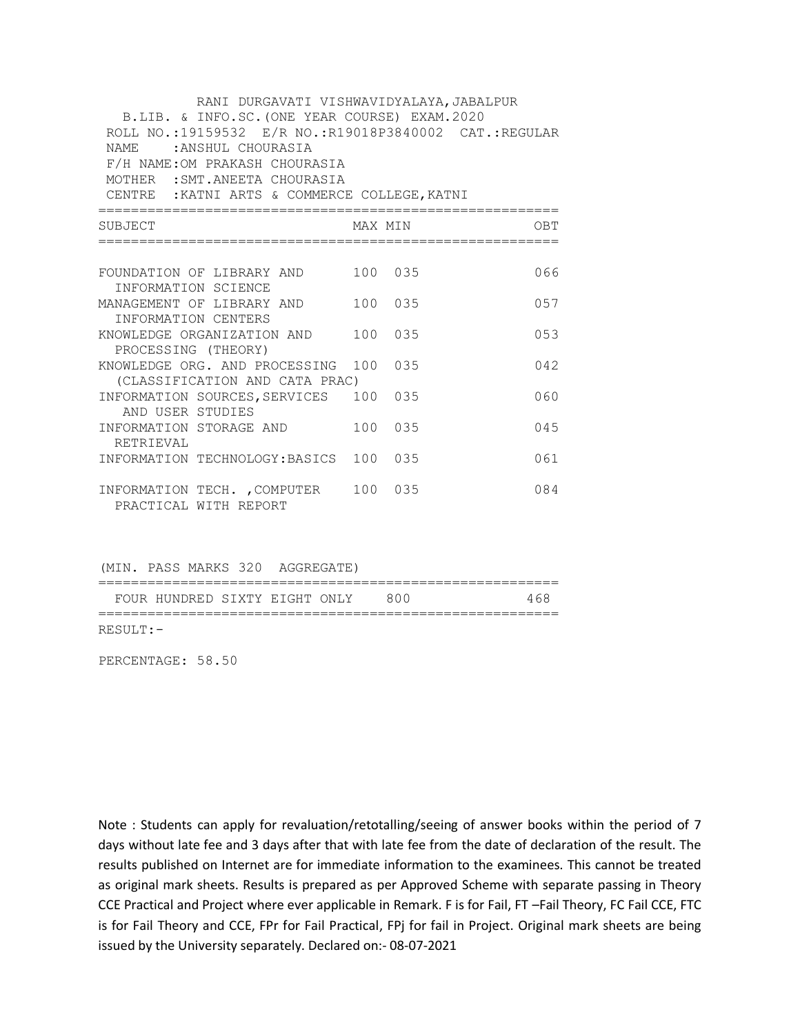RANI DURGAVATI VISHWAVIDYALAYA,JABALPUR

B.LIB. & INFO.SC.(ONE YEAR COURSE) EXAM.2020

ROLL NO.:19159532 E/R NO.:R19018P3840002 CAT.:REGULAR

NAME :ANSHUL CHOURASIA

F/H NAME:OM PRAKASH CHOURASIA

MOTHER :SMT.ANEETA CHOURASIA

CENTRE :KATNI ARTS & COMMERCE COLLEGE,KATNI

| SUBJECT | MAX | MIN | OBT |
|---|---|---|---|
| FOUNDATION OF LIBRARY AND INFORMATION SCIENCE | 100 | 035 | 066 |
| MANAGEMENT OF LIBRARY AND INFORMATION CENTERS | 100 | 035 | 057 |
| KNOWLEDGE ORGANIZATION AND PROCESSING (THEORY) | 100 | 035 | 053 |
| KNOWLEDGE ORG. AND PROCESSING (CLASSIFICATION AND CATA PRAC) | 100 | 035 | 042 |
| INFORMATION SOURCES,SERVICES AND USER STUDIES | 100 | 035 | 060 |
| INFORMATION STORAGE AND RETRIEVAL | 100 | 035 | 045 |
| INFORMATION TECHNOLOGY:BASICS | 100 | 035 | 061 |
| INFORMATION TECH. ,COMPUTER PRACTICAL WITH REPORT | 100 | 035 | 084 |

(MIN. PASS MARKS 320 AGGREGATE)

| | | |
|---|---|---|
| FOUR HUNDRED SIXTY EIGHT ONLY | 800 | 468 |

RESULT:-

PERCENTAGE: 58.50

Note : Students can apply for revaluation/retotalling/seeing of answer books within the period of 7 days without late fee and 3 days after that with late fee from the date of declaration of the result. The results published on Internet are for immediate information to the examinees. This cannot be treated as original mark sheets. Results is prepared as per Approved Scheme with separate passing in Theory CCE Practical and Project where ever applicable in Remark. F is for Fail, FT –Fail Theory, FC Fail CCE, FTC is for Fail Theory and CCE, FPr for Fail Practical, FPj for fail in Project. Original mark sheets are being issued by the University separately. Declared on:- 08-07-2021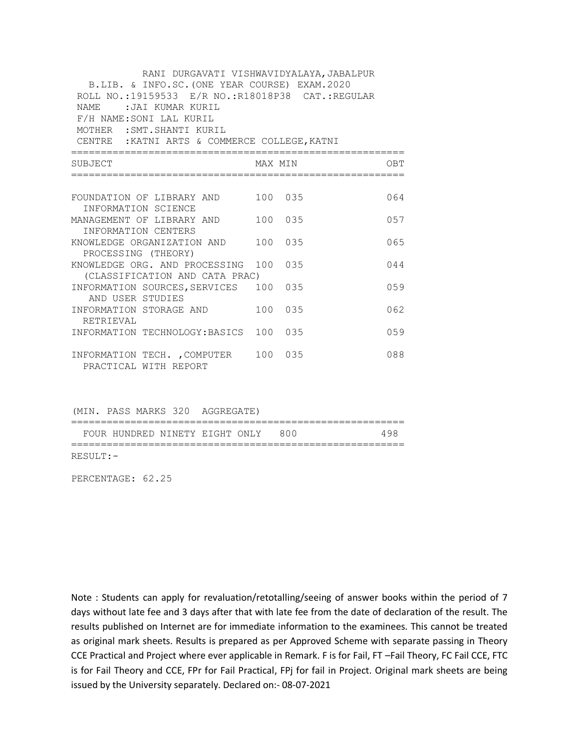RANI DURGAVATI VISHWAVIDYALAYA,JABALPUR

B.LIB. & INFO.SC.(ONE YEAR COURSE) EXAM.2020

ROLL NO.:19159533 E/R NO.:R18018P38 CAT.:REGULAR

NAME :JAI KUMAR KURIL

F/H NAME:SONI LAL KURIL

MOTHER :SMT.SHANTI KURIL

CENTRE :KATNI ARTS & COMMERCE COLLEGE,KATNI

| SUBJECT | MAX | MIN | OBT |
|---|---|---|---|
| FOUNDATION OF LIBRARY AND INFORMATION SCIENCE | 100 | 035 | 064 |
| MANAGEMENT OF LIBRARY AND INFORMATION CENTERS | 100 | 035 | 057 |
| KNOWLEDGE ORGANIZATION AND PROCESSING (THEORY) | 100 | 035 | 065 |
| KNOWLEDGE ORG. AND PROCESSING (CLASSIFICATION AND CATA PRAC) | 100 | 035 | 044 |
| INFORMATION SOURCES,SERVICES AND USER STUDIES | 100 | 035 | 059 |
| INFORMATION STORAGE AND RETRIEVAL | 100 | 035 | 062 |
| INFORMATION TECHNOLOGY:BASICS | 100 | 035 | 059 |
| INFORMATION TECH. ,COMPUTER PRACTICAL WITH REPORT | 100 | 035 | 088 |

(MIN. PASS MARKS 320 AGGREGATE)

| | | |
|---|---|---|
| FOUR HUNDRED NINETY EIGHT ONLY | 800 | 498 |

RESULT:-

PERCENTAGE: 62.25

Note : Students can apply for revaluation/retotalling/seeing of answer books within the period of 7 days without late fee and 3 days after that with late fee from the date of declaration of the result. The results published on Internet are for immediate information to the examinees. This cannot be treated as original mark sheets. Results is prepared as per Approved Scheme with separate passing in Theory CCE Practical and Project where ever applicable in Remark. F is for Fail, FT –Fail Theory, FC Fail CCE, FTC is for Fail Theory and CCE, FPr for Fail Practical, FPj for fail in Project. Original mark sheets are being issued by the University separately. Declared on:- 08-07-2021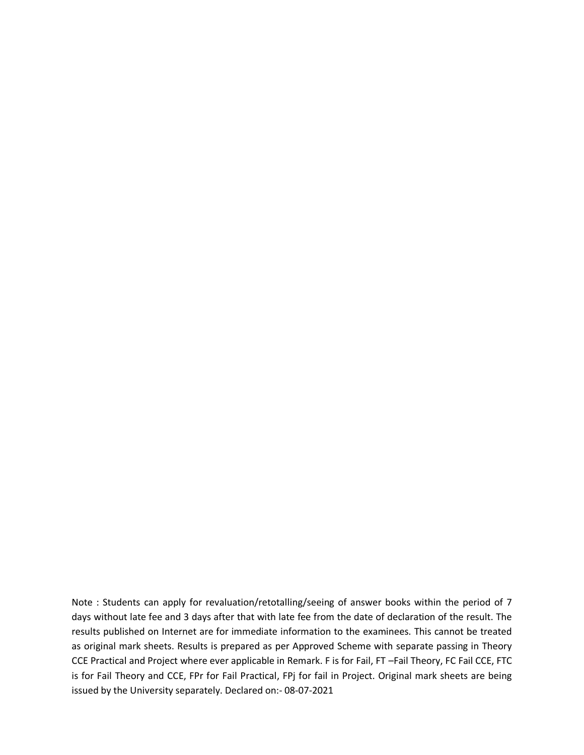Note : Students can apply for revaluation/retotalling/seeing of answer books within the period of 7 days without late fee and 3 days after that with late fee from the date of declaration of the result. The results published on Internet are for immediate information to the examinees. This cannot be treated as original mark sheets. Results is prepared as per Approved Scheme with separate passing in Theory CCE Practical and Project where ever applicable in Remark. F is for Fail, FT –Fail Theory, FC Fail CCE, FTC is for Fail Theory and CCE, FPr for Fail Practical, FPj for fail in Project. Original mark sheets are being issued by the University separately. Declared on:- 08-07-2021